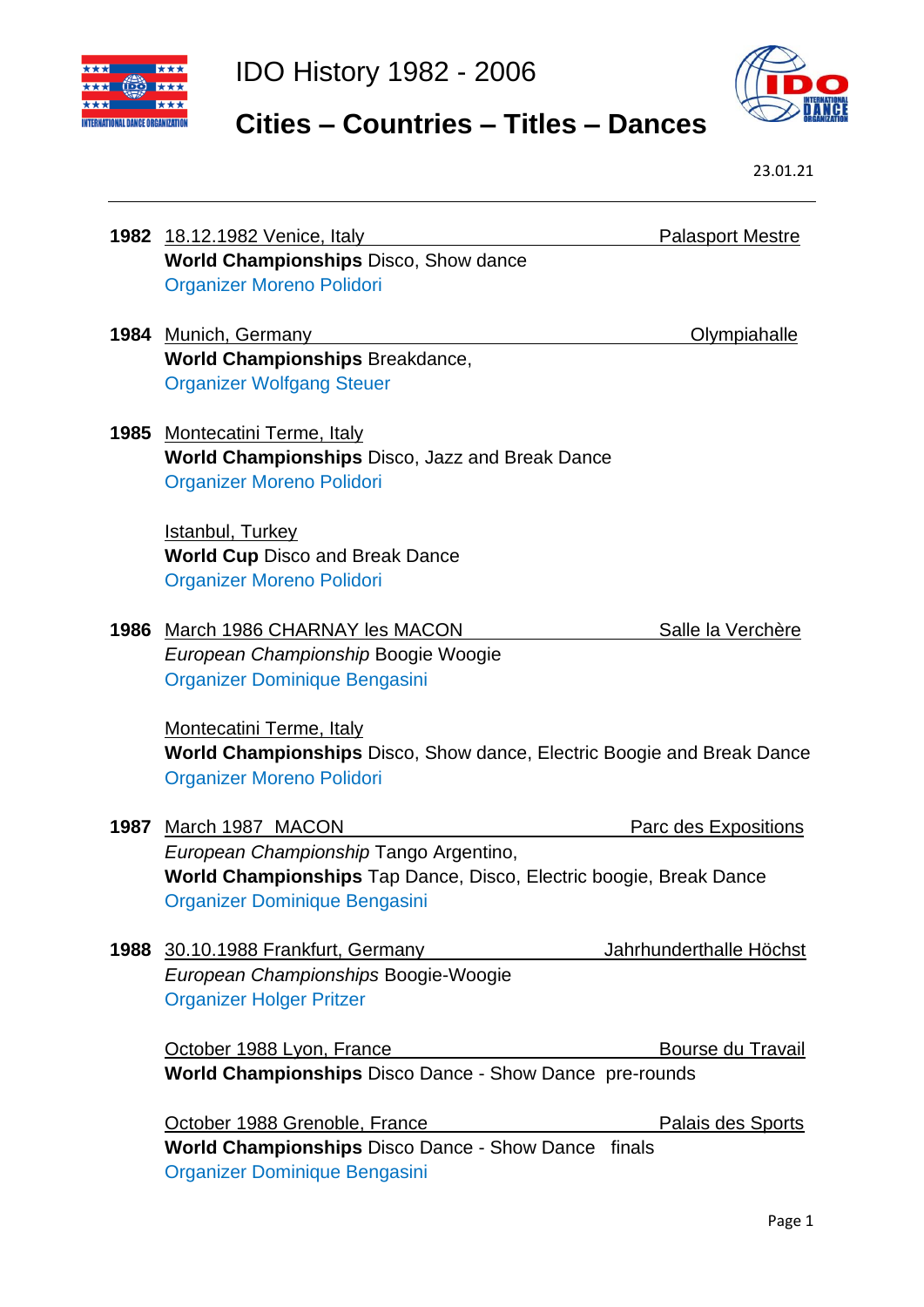# IDO History 1982 - 2006

## Cities – Countries – Titles – Dances

23.01.21

---

**1982** 18.12.1982 Venice, Italy — Palasport Mestre
**World Championships** Disco, Show dance
Organizer Moreno Polidori

**1984** Munich, Germany — Olympiahalle
**World Championships** Breakdance,
Organizer Wolfgang Steuer

**1985** Montecatini Terme, Italy
**World Championships** Disco, Jazz and Break Dance
Organizer Moreno Polidori

Istanbul, Turkey
**World Cup** Disco and Break Dance
Organizer Moreno Polidori

**1986** March 1986 CHARNAY les MACON — Salle la Verchère
*European Championship* Boogie Woogie
Organizer Dominique Bengasini

Montecatini Terme, Italy
**World Championships** Disco, Show dance, Electric Boogie and Break Dance
Organizer Moreno Polidori

**1987** March 1987 MACON — Parc des Expositions
*European Championship* Tango Argentino,
**World Championships** Tap Dance, Disco, Electric boogie, Break Dance
Organizer Dominique Bengasini

**1988** 30.10.1988 Frankfurt, Germany — Jahrhunderthalle Höchst
*European Championships* Boogie-Woogie
Organizer Holger Pritzer

October 1988 Lyon, France — Bourse du Travail
**World Championships** Disco Dance - Show Dance pre-rounds

October 1988 Grenoble, France — Palais des Sports
**World Championships** Disco Dance - Show Dance finals
Organizer Dominique Bengasini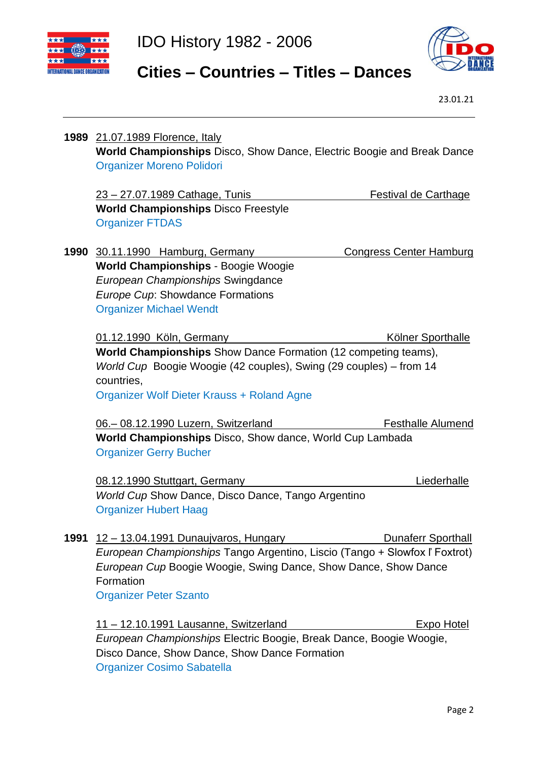**1989** 21.07.1989 Florence, Italy

**World Championships** Disco, Show Dance, Electric Boogie and Break Dance
Organizer Moreno Polidori

23 – 27.07.1989 Cathage, Tunis — Festival de Carthage

**World Championships** Disco Freestyle
Organizer FTDAS

**1990** 30.11.1990 Hamburg, Germany — Congress Center Hamburg

**World Championships** - Boogie Woogie
*European Championships* Swingdance
*Europe Cup*: Showdance Formations
Organizer Michael Wendt

01.12.1990 Köln, Germany — Kölner Sporthalle

**World Championships** Show Dance Formation (12 competing teams),
*World Cup* Boogie Woogie (42 couples), Swing (29 couples) – from 14 countries,
Organizer Wolf Dieter Krauss + Roland Agne

06.– 08.12.1990 Luzern, Switzerland — Festhalle Alumend

**World Championships** Disco, Show dance, World Cup Lambada
Organizer Gerry Bucher

08.12.1990 Stuttgart, Germany — Liederhalle

*World Cup* Show Dance, Disco Dance, Tango Argentino
Organizer Hubert Haag

**1991** 12 – 13.04.1991 Dunaujvaros, Hungary — Dunaferr Sporthall

*European Championships* Tango Argentino, Liscio (Tango + Slowfox ľ Foxtrot)
*European Cup* Boogie Woogie, Swing Dance, Show Dance, Show Dance Formation
Organizer Peter Szanto

11 – 12.10.1991 Lausanne, Switzerland — Expo Hotel

*European Championships* Electric Boogie, Break Dance, Boogie Woogie, Disco Dance, Show Dance, Show Dance Formation
Organizer Cosimo Sabatella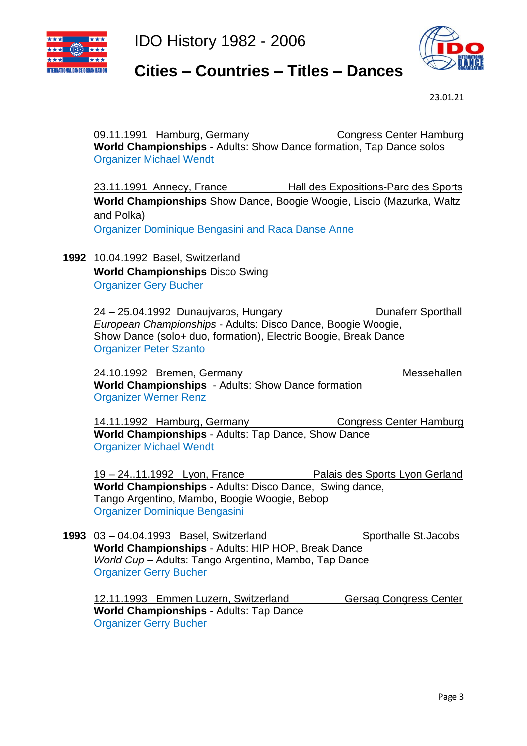09.11.1991 Hamburg, Germany Congress Center Hamburg
**World Championships** - Adults: Show Dance formation, Tap Dance solos
Organizer Michael Wendt

23.11.1991 Annecy, France Hall des Expositions-Parc des Sports
**World Championships** Show Dance, Boogie Woogie, Liscio (Mazurka, Waltz and Polka)
Organizer Dominique Bengasini and Raca Danse Anne

**1992** 10.04.1992 Basel, Switzerland
**World Championships** Disco Swing
Organizer Gery Bucher

24 – 25.04.1992 Dunaujvaros, Hungary Dunaferr Sporthall
*European Championships* - Adults: Disco Dance, Boogie Woogie, Show Dance (solo+ duo, formation), Electric Boogie, Break Dance
Organizer Peter Szanto

24.10.1992 Bremen, Germany Messehallen
**World Championships** - Adults: Show Dance formation
Organizer Werner Renz

14.11.1992 Hamburg, Germany Congress Center Hamburg
**World Championships** - Adults: Tap Dance, Show Dance
Organizer Michael Wendt

19 – 24..11.1992 Lyon, France Palais des Sports Lyon Gerland
**World Championships** - Adults: Disco Dance, Swing dance, Tango Argentino, Mambo, Boogie Woogie, Bebop
Organizer Dominique Bengasini

**1993** 03 – 04.04.1993 Basel, Switzerland Sporthalle St.Jacobs
**World Championships** - Adults: HIP HOP, Break Dance
*World Cup* – Adults: Tango Argentino, Mambo, Tap Dance
Organizer Gerry Bucher

12.11.1993 Emmen Luzern, Switzerland Gersag Congress Center
**World Championships** - Adults: Tap Dance
Organizer Gerry Bucher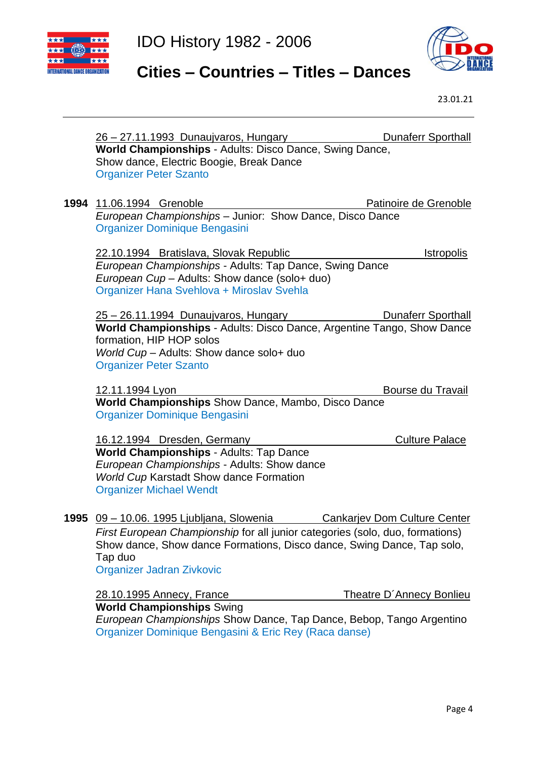26 – 27.11.1993 Dunaujvaros, Hungary — Dunaferr Sporthall
**World Championships** - Adults: Disco Dance, Swing Dance, Show dance, Electric Boogie, Break Dance
Organizer Peter Szanto

**1994** 11.06.1994 Grenoble — Patinoire de Grenoble
*European Championships* – Junior: Show Dance, Disco Dance
Organizer Dominique Bengasini

22.10.1994 Bratislava, Slovak Republic — Istropolis
*European Championships* - Adults: Tap Dance, Swing Dance
*European Cup* – Adults: Show dance (solo+ duo)
Organizer Hana Svehlova + Miroslav Svehla

25 – 26.11.1994 Dunaujvaros, Hungary — Dunaferr Sporthall
**World Championships** - Adults: Disco Dance, Argentine Tango, Show Dance formation, HIP HOP solos
*World Cup* – Adults: Show dance solo+ duo
Organizer Peter Szanto

12.11.1994 Lyon — Bourse du Travail
**World Championships** Show Dance, Mambo, Disco Dance
Organizer Dominique Bengasini

16.12.1994 Dresden, Germany — Culture Palace
**World Championships** - Adults: Tap Dance
*European Championships* - Adults: Show dance
*World Cup* Karstadt Show dance Formation
Organizer Michael Wendt

**1995** 09 – 10.06. 1995 Ljubljana, Slowenia — Cankarjev Dom Culture Center
*First European Championship* for all junior categories (solo, duo, formations) Show dance, Show dance Formations, Disco dance, Swing Dance, Tap solo, Tap duo
Organizer Jadran Zivkovic

28.10.1995 Annecy, France — Theatre D´Annecy Bonlieu
**World Championships** Swing
*European Championships* Show Dance, Tap Dance, Bebop, Tango Argentino
Organizer Dominique Bengasini & Eric Rey (Raca danse)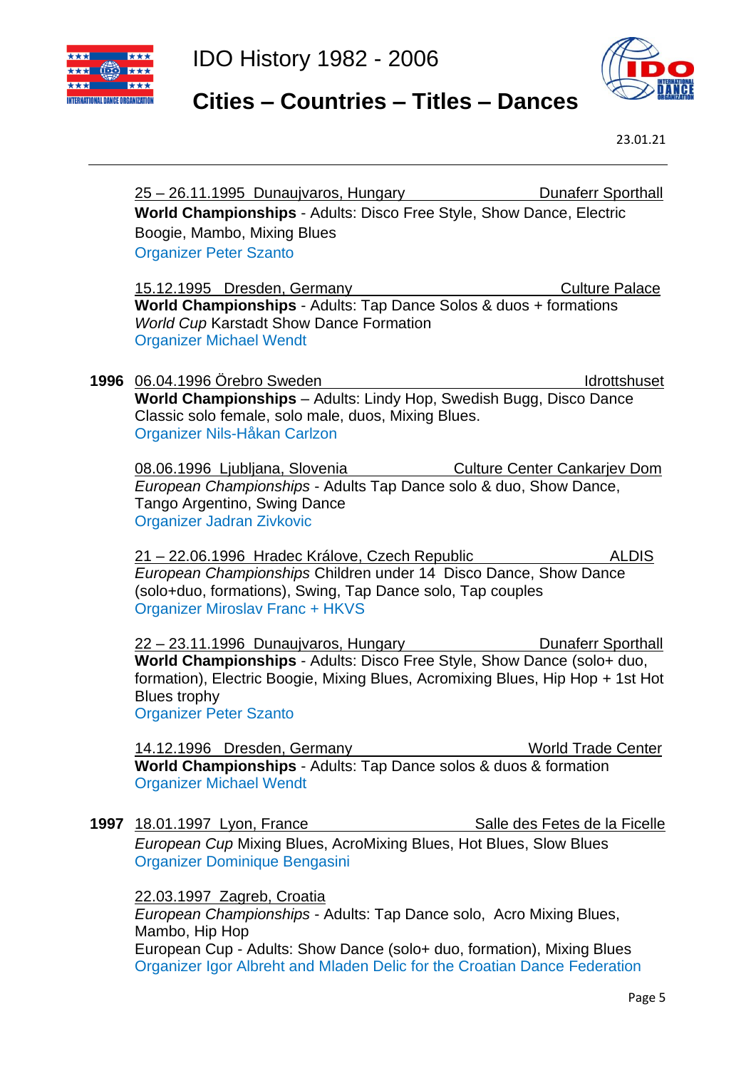25 – 26.11.1995 Dunaujvaros, Hungary Dunaferr Sporthall
**World Championships** - Adults: Disco Free Style, Show Dance, Electric Boogie, Mambo, Mixing Blues
Organizer Peter Szanto

15.12.1995 Dresden, Germany Culture Palace
**World Championships** - Adults: Tap Dance Solos & duos + formations
*World Cup* Karstadt Show Dance Formation
Organizer Michael Wendt

**1996** 06.04.1996 Örebro Sweden Idrottshuset
**World Championships** – Adults: Lindy Hop, Swedish Bugg, Disco Dance Classic solo female, solo male, duos, Mixing Blues.
Organizer Nils-Håkan Carlzon

08.06.1996 Ljubljana, Slovenia Culture Center Cankarjev Dom
*European Championships* - Adults Tap Dance solo & duo, Show Dance, Tango Argentino, Swing Dance
Organizer Jadran Zivkovic

21 – 22.06.1996 Hradec Králove, Czech Republic ALDIS
*European Championships* Children under 14 Disco Dance, Show Dance (solo+duo, formations), Swing, Tap Dance solo, Tap couples
Organizer Miroslav Franc + HKVS

22 – 23.11.1996 Dunaujvaros, Hungary Dunaferr Sporthall
**World Championships** - Adults: Disco Free Style, Show Dance (solo+ duo, formation), Electric Boogie, Mixing Blues, Acromixing Blues, Hip Hop + 1st Hot Blues trophy
Organizer Peter Szanto

14.12.1996 Dresden, Germany World Trade Center
**World Championships** - Adults: Tap Dance solos & duos & formation
Organizer Michael Wendt

**1997** 18.01.1997 Lyon, France Salle des Fetes de la Ficelle
*European Cup* Mixing Blues, AcroMixing Blues, Hot Blues, Slow Blues
Organizer Dominique Bengasini

22.03.1997 Zagreb, Croatia
*European Championships* - Adults: Tap Dance solo, Acro Mixing Blues, Mambo, Hip Hop
European Cup - Adults: Show Dance (solo+ duo, formation), Mixing Blues
Organizer Igor Albreht and Mladen Delic for the Croatian Dance Federation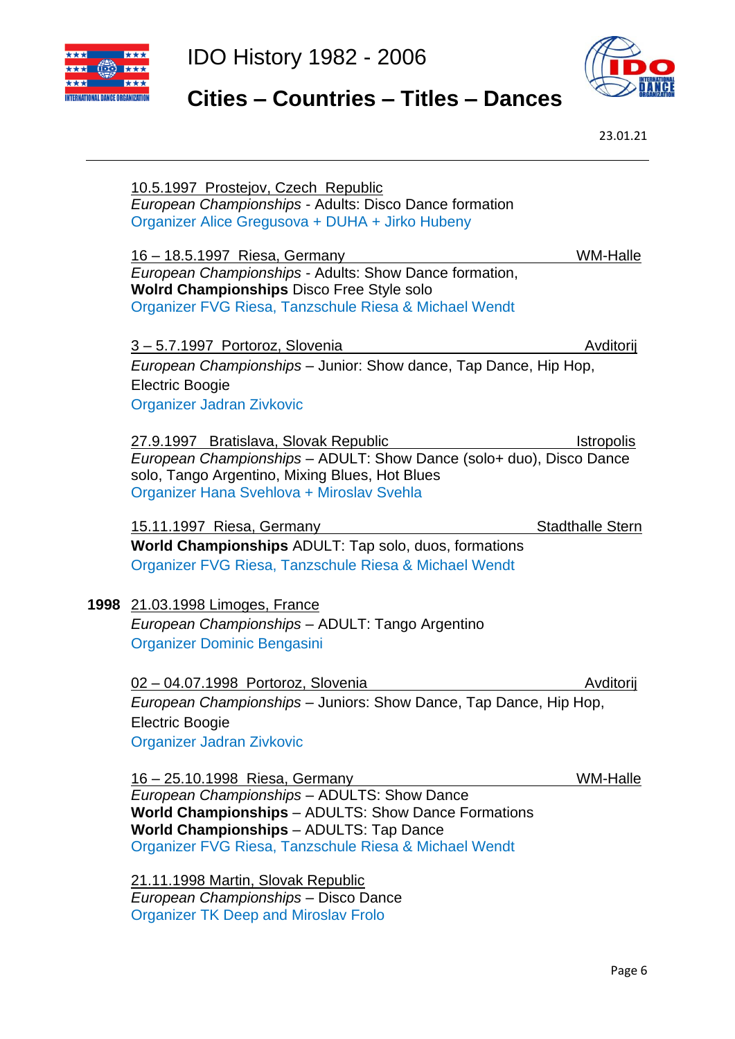10.5.1997 Prostejov, Czech Republic
*European Championships* - Adults: Disco Dance formation
Organizer Alice Gregusova + DUHA + Jirko Hubeny

16 – 18.5.1997 Riesa, Germany WM-Halle
*European Championships* - Adults: Show Dance formation,
**Wolrd Championships** Disco Free Style solo
Organizer FVG Riesa, Tanzschule Riesa & Michael Wendt

3 – 5.7.1997 Portoroz, Slovenia Avditorij
*European Championships* – Junior: Show dance, Tap Dance, Hip Hop, Electric Boogie
Organizer Jadran Zivkovic

27.9.1997 Bratislava, Slovak Republic Istropolis
*European Championships* – ADULT: Show Dance (solo+ duo), Disco Dance solo, Tango Argentino, Mixing Blues, Hot Blues
Organizer Hana Svehlova + Miroslav Svehla

15.11.1997 Riesa, Germany Stadthalle Stern
**World Championships** ADULT: Tap solo, duos, formations
Organizer FVG Riesa, Tanzschule Riesa & Michael Wendt

**1998** 21.03.1998 Limoges, France
*European Championships* – ADULT: Tango Argentino
Organizer Dominic Bengasini

02 – 04.07.1998 Portoroz, Slovenia Avditorij
*European Championships* – Juniors: Show Dance, Tap Dance, Hip Hop, Electric Boogie
Organizer Jadran Zivkovic

16 – 25.10.1998 Riesa, Germany WM-Halle
*European Championships* – ADULTS: Show Dance
**World Championships** – ADULTS: Show Dance Formations
**World Championships** – ADULTS: Tap Dance
Organizer FVG Riesa, Tanzschule Riesa & Michael Wendt

21.11.1998 Martin, Slovak Republic
*European Championships* – Disco Dance
Organizer TK Deep and Miroslav Frolo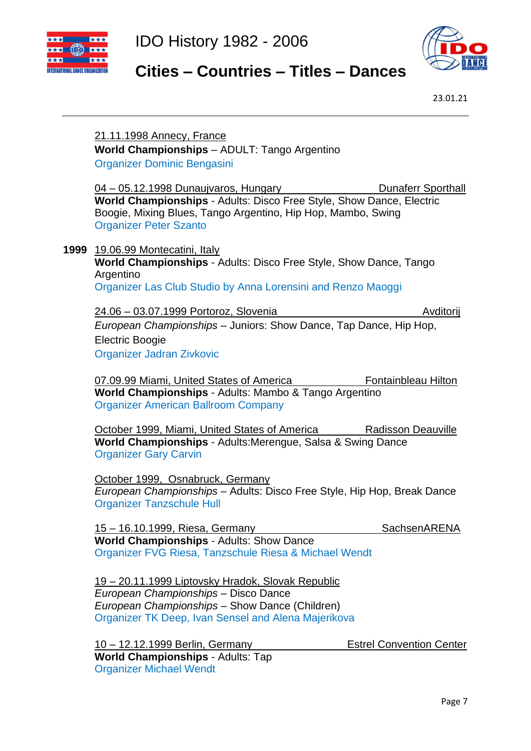21.11.1998 Annecy, France
**World Championships** – ADULT: Tango Argentino
Organizer Dominic Bengasini

04 – 05.12.1998 Dunaujvaros, Hungary — Dunaferr Sporthall
**World Championships** - Adults: Disco Free Style, Show Dance, Electric Boogie, Mixing Blues, Tango Argentino, Hip Hop, Mambo, Swing
Organizer Peter Szanto

**1999** 19.06.99 Montecatini, Italy
**World Championships** - Adults: Disco Free Style, Show Dance, Tango Argentino
Organizer Las Club Studio by Anna Lorensini and Renzo Maoggi

24.06 – 03.07.1999 Portoroz, Slovenia — Avditorij
*European Championships* – Juniors: Show Dance, Tap Dance, Hip Hop, Electric Boogie
Organizer Jadran Zivkovic

07.09.99 Miami, United States of America — Fontainbleau Hilton
**World Championships** - Adults: Mambo & Tango Argentino
Organizer American Ballroom Company

October 1999, Miami, United States of America — Radisson Deauville
**World Championships** - Adults:Merengue, Salsa & Swing Dance
Organizer Gary Carvin

October 1999, Osnabruck, Germany
*European Championships* – Adults: Disco Free Style, Hip Hop, Break Dance
Organizer Tanzschule Hull

15 – 16.10.1999, Riesa, Germany — SachsenARENA
**World Championships** - Adults: Show Dance
Organizer FVG Riesa, Tanzschule Riesa & Michael Wendt

19 – 20.11.1999 Liptovsky Hradok, Slovak Republic
*European Championships* – Disco Dance
*European Championships* – Show Dance (Children)
Organizer TK Deep, Ivan Sensel and Alena Majerikova

10 – 12.12.1999 Berlin, Germany — Estrel Convention Center
**World Championships** - Adults: Tap
Organizer Michael Wendt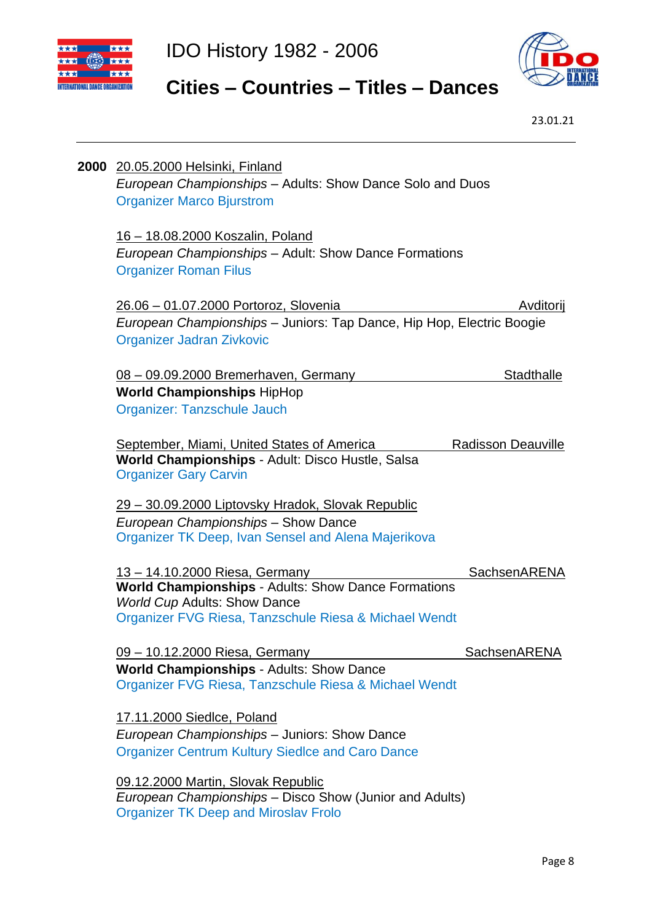**2000** 20.05.2000 Helsinki, Finland
*European Championships* – Adults: Show Dance Solo and Duos
Organizer Marco Bjurstrom

16 – 18.08.2000 Koszalin, Poland
*European Championships* – Adult: Show Dance Formations
Organizer Roman Filus

26.06 – 01.07.2000 Portoroz, Slovenia — Avditorij
*European Championships* – Juniors: Tap Dance, Hip Hop, Electric Boogie
Organizer Jadran Zivkovic

08 – 09.09.2000 Bremerhaven, Germany — Stadthalle
**World Championships** HipHop
Organizer: Tanzschule Jauch

September, Miami, United States of America — Radisson Deauville
**World Championships** - Adult: Disco Hustle, Salsa
Organizer Gary Carvin

29 – 30.09.2000 Liptovsky Hradok, Slovak Republic
*European Championships* – Show Dance
Organizer TK Deep, Ivan Sensel and Alena Majerikova

13 – 14.10.2000 Riesa, Germany — SachsenARENA
**World Championships** - Adults: Show Dance Formations
*World Cup* Adults: Show Dance
Organizer FVG Riesa, Tanzschule Riesa & Michael Wendt

09 – 10.12.2000 Riesa, Germany — SachsenARENA
**World Championships** - Adults: Show Dance
Organizer FVG Riesa, Tanzschule Riesa & Michael Wendt

17.11.2000 Siedlce, Poland
*European Championships* – Juniors: Show Dance
Organizer Centrum Kultury Siedlce and Caro Dance

09.12.2000 Martin, Slovak Republic
*European Championships* – Disco Show (Junior and Adults)
Organizer TK Deep and Miroslav Frolo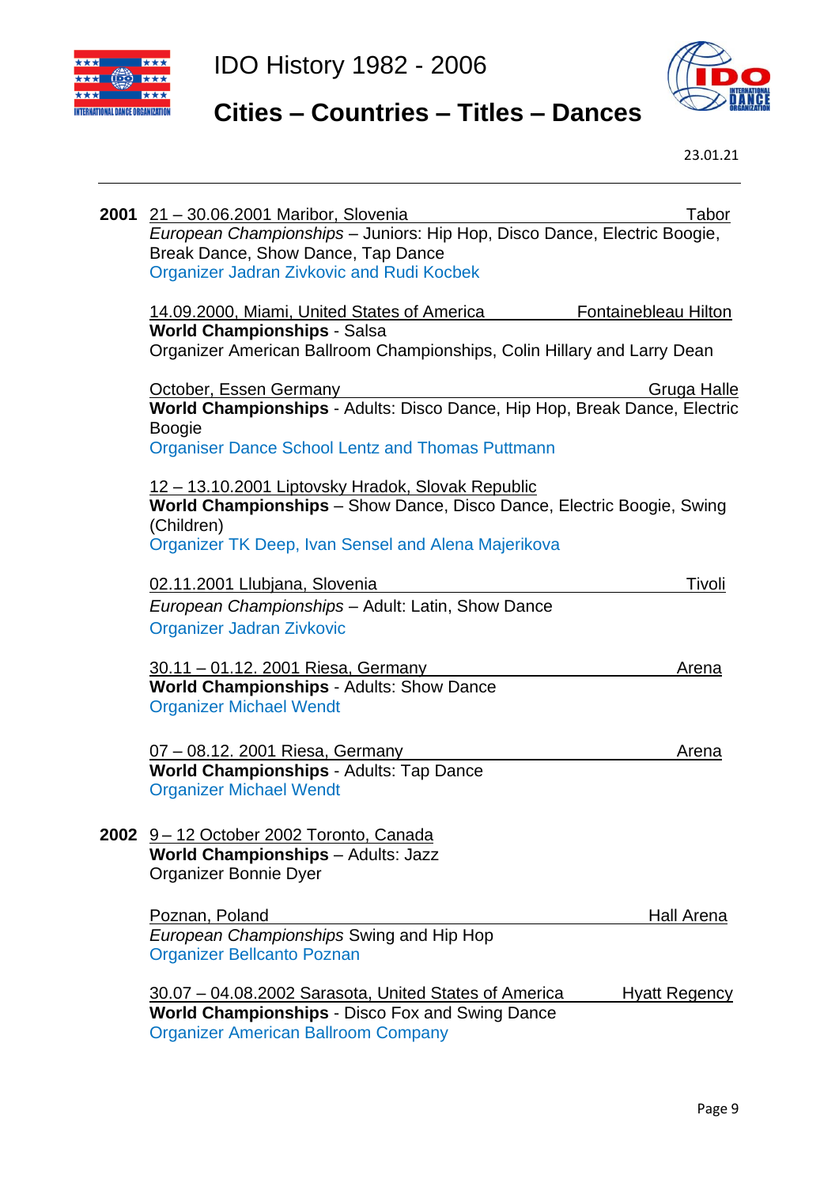**2001** 21 – 30.06.2001 Maribor, Slovenia — Tabor

*European Championships* – Juniors: Hip Hop, Disco Dance, Electric Boogie, Break Dance, Show Dance, Tap Dance
Organizer Jadran Zivkovic and Rudi Kocbek

14.09.2000, Miami, United States of America — Fontainebleau Hilton

**World Championships** - Salsa
Organizer American Ballroom Championships, Colin Hillary and Larry Dean

October, Essen Germany — Gruga Halle

**World Championships** - Adults: Disco Dance, Hip Hop, Break Dance, Electric Boogie
Organiser Dance School Lentz and Thomas Puttmann

12 – 13.10.2001 Liptovsky Hradok, Slovak Republic

**World Championships** – Show Dance, Disco Dance, Electric Boogie, Swing (Children)
Organizer TK Deep, Ivan Sensel and Alena Majerikova

02.11.2001 Llubjana, Slovenia — Tivoli

*European Championships* – Adult: Latin, Show Dance
Organizer Jadran Zivkovic

30.11 – 01.12. 2001 Riesa, Germany — Arena

**World Championships** - Adults: Show Dance
Organizer Michael Wendt

07 – 08.12. 2001 Riesa, Germany — Arena

**World Championships** - Adults: Tap Dance
Organizer Michael Wendt

**2002** 9 – 12 October 2002 Toronto, Canada

**World Championships** – Adults: Jazz
Organizer Bonnie Dyer

Poznan, Poland — Hall Arena

*European Championships* Swing and Hip Hop
Organizer Bellcanto Poznan

30.07 – 04.08.2002 Sarasota, United States of America — Hyatt Regency

**World Championships** - Disco Fox and Swing Dance
Organizer American Ballroom Company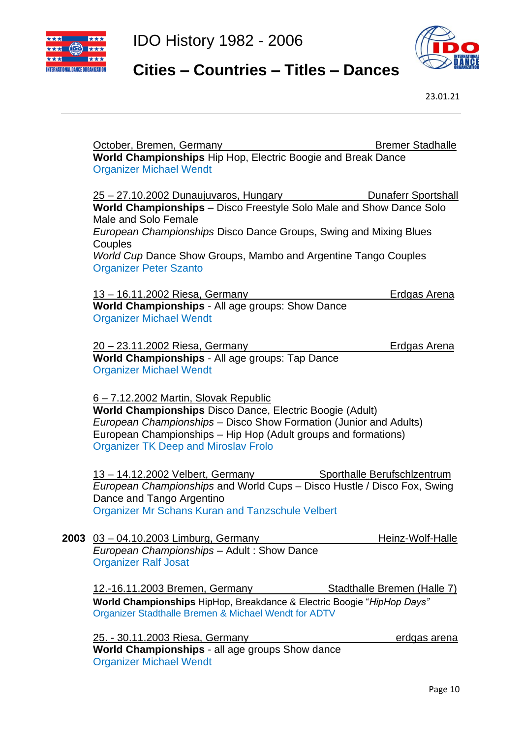October, Bremen, Germany — Bremer Stadhalle
**World Championships** Hip Hop, Electric Boogie and Break Dance
Organizer Michael Wendt

25 – 27.10.2002 Dunaujuvaros, Hungary — Dunaferr Sportshall
**World Championships** – Disco Freestyle Solo Male and Show Dance Solo Male and Solo Female
*European Championships* Disco Dance Groups, Swing and Mixing Blues Couples
*World Cup* Dance Show Groups, Mambo and Argentine Tango Couples
Organizer Peter Szanto

13 – 16.11.2002 Riesa, Germany — Erdgas Arena
**World Championships** - All age groups: Show Dance
Organizer Michael Wendt

20 – 23.11.2002 Riesa, Germany — Erdgas Arena
**World Championships** - All age groups: Tap Dance
Organizer Michael Wendt

6 – 7.12.2002 Martin, Slovak Republic
**World Championships** Disco Dance, Electric Boogie (Adult)
*European Championships* – Disco Show Formation (Junior and Adults)
European Championships – Hip Hop (Adult groups and formations)
Organizer TK Deep and Miroslav Frolo

13 – 14.12.2002 Velbert, Germany — Sporthalle Berufschlzentrum
*European Championships* and World Cups – Disco Hustle / Disco Fox, Swing Dance and Tango Argentino
Organizer Mr Schans Kuran and Tanzschule Velbert

**2003** 03 – 04.10.2003 Limburg, Germany — Heinz-Wolf-Halle
*European Championships* – Adult : Show Dance
Organizer Ralf Josat

12.-16.11.2003 Bremen, Germany — Stadthalle Bremen (Halle 7)
**World Championships** HipHop, Breakdance & Electric Boogie "*HipHop Days"*
Organizer Stadthalle Bremen & Michael Wendt for ADTV

25. - 30.11.2003 Riesa, Germany — erdgas arena
**World Championships** - all age groups Show dance
Organizer Michael Wendt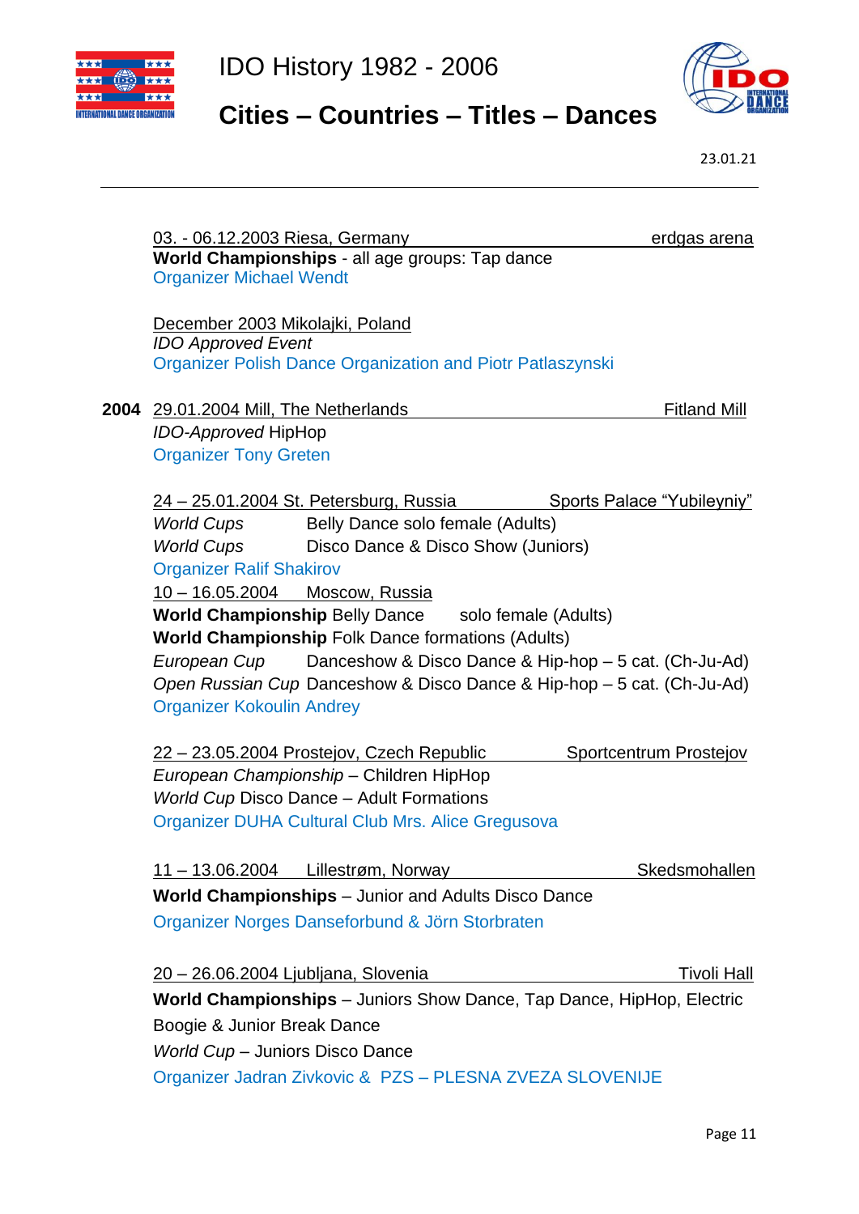03. - 06.12.2003 Riesa, Germany erdgas arena
**World Championships** - all age groups: Tap dance
Organizer Michael Wendt

December 2003 Mikolajki, Poland
*IDO Approved Event*
Organizer Polish Dance Organization and Piotr Patlaszynski

**2004** 29.01.2004 Mill, The Netherlands Fitland Mill
*IDO-Approved* HipHop
Organizer Tony Greten

24 – 25.01.2004 St. Petersburg, Russia Sports Palace "Yubileyniy"
*World Cups* Belly Dance solo female (Adults)
*World Cups* Disco Dance & Disco Show (Juniors)
Organizer Ralif Shakirov

10 – 16.05.2004 Moscow, Russia
**World Championship** Belly Dance solo female (Adults)
**World Championship** Folk Dance formations (Adults)
*European Cup* Danceshow & Disco Dance & Hip-hop – 5 cat. (Ch-Ju-Ad)
*Open Russian Cup* Danceshow & Disco Dance & Hip-hop – 5 cat. (Ch-Ju-Ad)
Organizer Kokoulin Andrey

22 – 23.05.2004 Prostejov, Czech Republic Sportcentrum Prostejov
*European Championship* – Children HipHop
*World Cup* Disco Dance – Adult Formations
Organizer DUHA Cultural Club Mrs. Alice Gregusova

11 – 13.06.2004 Lillestrøm, Norway Skedsmohallen
**World Championships** – Junior and Adults Disco Dance
Organizer Norges Danseforbund & Jörn Storbraten

20 – 26.06.2004 Ljubljana, Slovenia Tivoli Hall
**World Championships** – Juniors Show Dance, Tap Dance, HipHop, Electric Boogie & Junior Break Dance
*World Cup* – Juniors Disco Dance
Organizer Jadran Zivkovic & PZS – PLESNA ZVEZA SLOVENIJE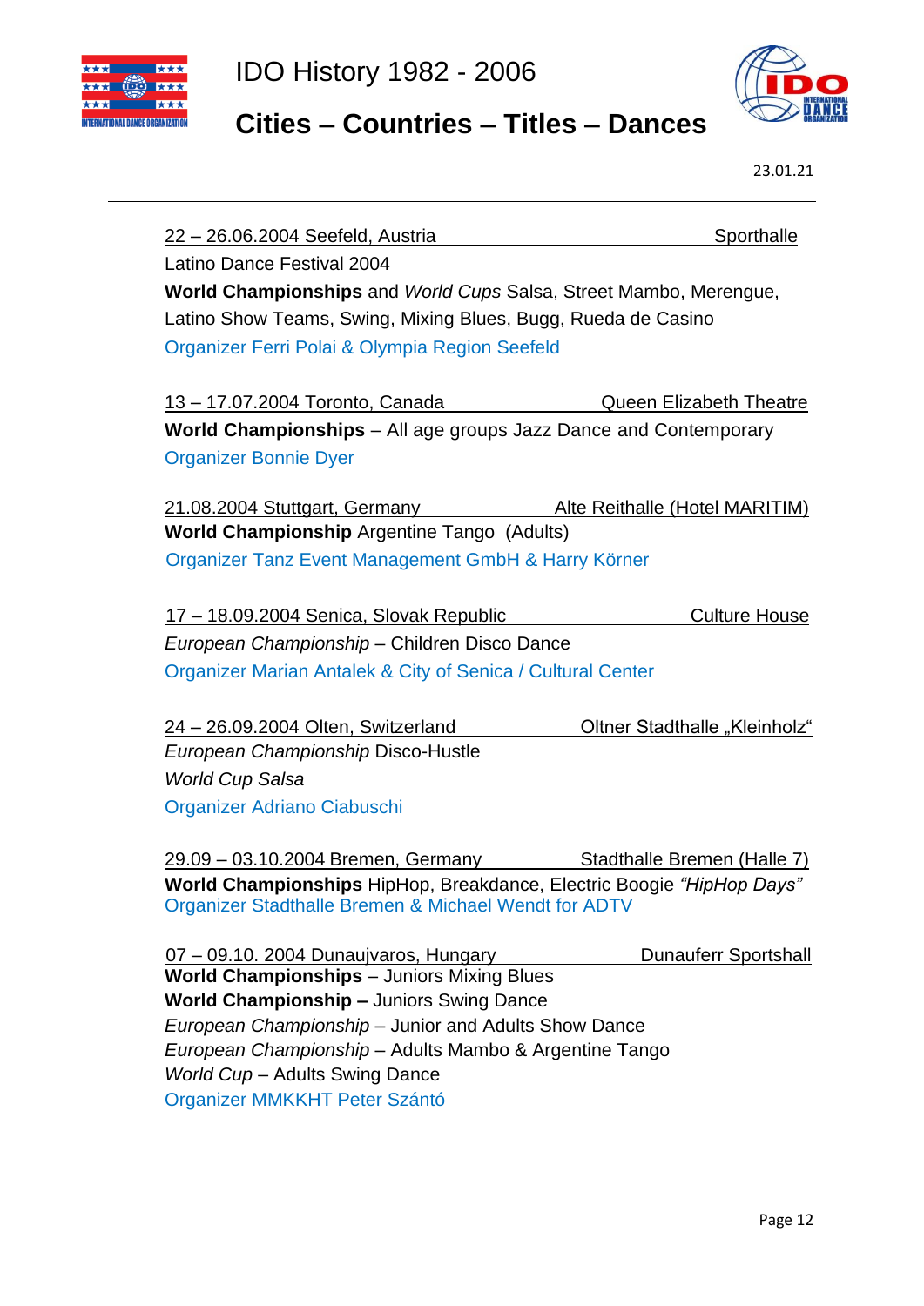22 – 26.06.2004 Seefeld, Austria Sporthalle
Latino Dance Festival 2004
**World Championships** and *World Cups* Salsa, Street Mambo, Merengue, Latino Show Teams, Swing, Mixing Blues, Bugg, Rueda de Casino
Organizer Ferri Polai & Olympia Region Seefeld

13 – 17.07.2004 Toronto, Canada Queen Elizabeth Theatre
**World Championships** – All age groups Jazz Dance and Contemporary
Organizer Bonnie Dyer

21.08.2004 Stuttgart, Germany Alte Reithalle (Hotel MARITIM)
**World Championship** Argentine Tango (Adults)
Organizer Tanz Event Management GmbH & Harry Körner

17 – 18.09.2004 Senica, Slovak Republic Culture House
*European Championship* – Children Disco Dance
Organizer Marian Antalek & City of Senica / Cultural Center

24 – 26.09.2004 Olten, Switzerland Oltner Stadthalle „Kleinholz“
*European Championship* Disco-Hustle
*World Cup Salsa*
Organizer Adriano Ciabuschi

29.09 – 03.10.2004 Bremen, Germany Stadthalle Bremen (Halle 7)
**World Championships** HipHop, Breakdance, Electric Boogie *“HipHop Days”*
Organizer Stadthalle Bremen & Michael Wendt for ADTV

07 – 09.10. 2004 Dunaujvaros, Hungary Dunauferr Sportshall
**World Championships** – Juniors Mixing Blues
**World Championship –** Juniors Swing Dance
*European Championship* – Junior and Adults Show Dance
*European Championship* – Adults Mambo & Argentine Tango
*World Cup* – Adults Swing Dance
Organizer MMKKHT Peter Szántó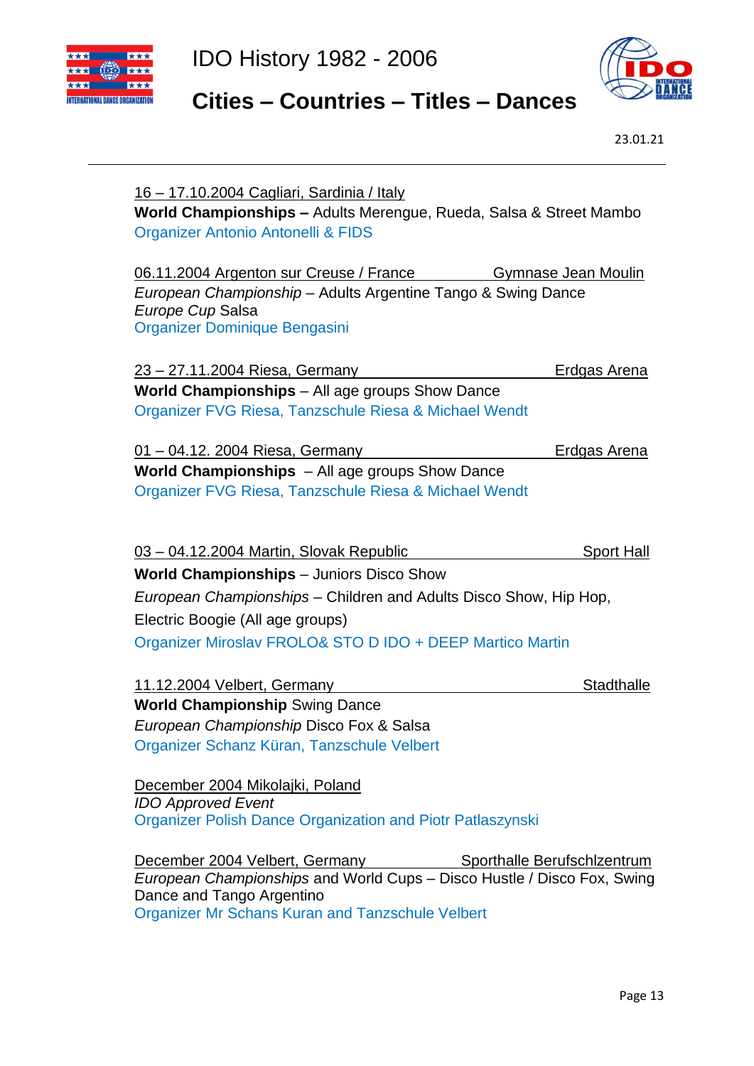16 – 17.10.2004 Cagliari, Sardinia / Italy
**World Championships –** Adults Merengue, Rueda, Salsa & Street Mambo
Organizer Antonio Antonelli & FIDS

06.11.2004 Argenton sur Creuse / France Gymnase Jean Moulin
*European Championship* – Adults Argentine Tango & Swing Dance
*Europe Cup* Salsa
Organizer Dominique Bengasini

23 – 27.11.2004 Riesa, Germany Erdgas Arena
**World Championships** – All age groups Show Dance
Organizer FVG Riesa, Tanzschule Riesa & Michael Wendt

01 – 04.12. 2004 Riesa, Germany Erdgas Arena
**World Championships** – All age groups Show Dance
Organizer FVG Riesa, Tanzschule Riesa & Michael Wendt

03 – 04.12.2004 Martin, Slovak Republic Sport Hall
**World Championships** – Juniors Disco Show
*European Championships* – Children and Adults Disco Show, Hip Hop, Electric Boogie (All age groups)
Organizer Miroslav FROLO& STO D IDO + DEEP Martico Martin

11.12.2004 Velbert, Germany Stadthalle
**World Championship** Swing Dance
*European Championship* Disco Fox & Salsa
Organizer Schanz Küran, Tanzschule Velbert

December 2004 Mikolajki, Poland
*IDO Approved Event*
Organizer Polish Dance Organization and Piotr Patlaszynski

December 2004 Velbert, Germany Sporthalle Berufschlzentrum
*European Championships* and World Cups – Disco Hustle / Disco Fox, Swing Dance and Tango Argentino
Organizer Mr Schans Kuran and Tanzschule Velbert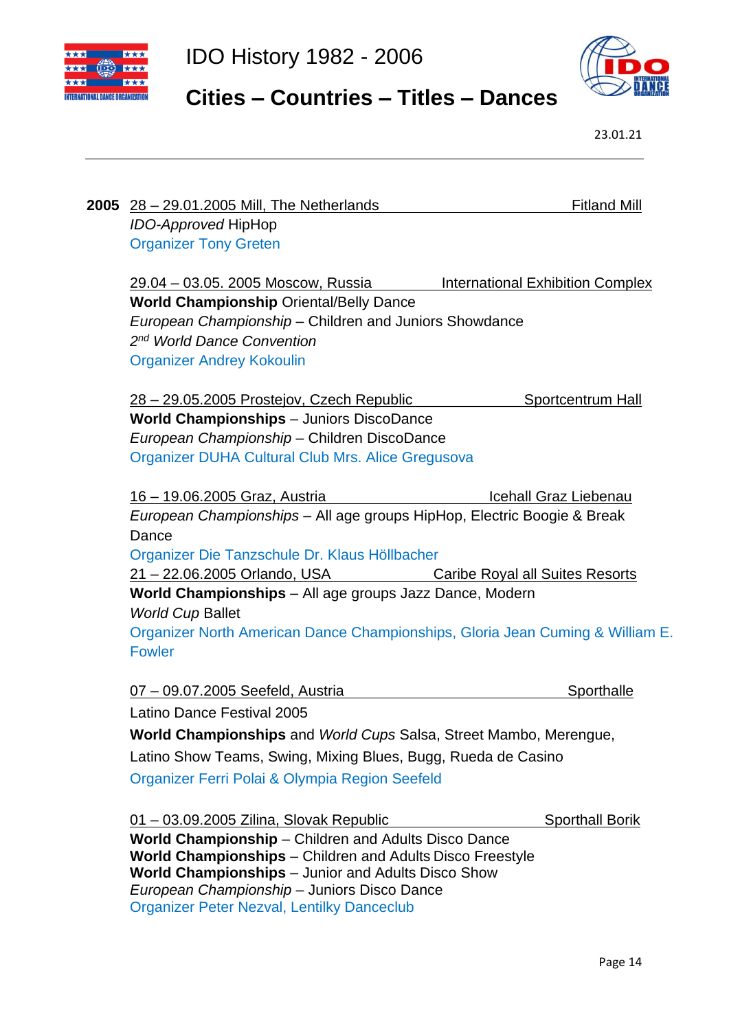**2005** 28 – 29.01.2005 Mill, The Netherlands — Fitland Mill
*IDO-Approved* HipHop
Organizer Tony Greten

29.04 – 03.05. 2005 Moscow, Russia — International Exhibition Complex
**World Championship** Oriental/Belly Dance
*European Championship* – Children and Juniors Showdance
*2nd World Dance Convention*
Organizer Andrey Kokoulin

28 – 29.05.2005 Prostejov, Czech Republic — Sportcentrum Hall
**World Championships** – Juniors DiscoDance
*European Championship* – Children DiscoDance
Organizer DUHA Cultural Club Mrs. Alice Gregusova

16 – 19.06.2005 Graz, Austria — Icehall Graz Liebenau
*European Championships* – All age groups HipHop, Electric Boogie & Break Dance
Organizer Die Tanzschule Dr. Klaus Höllbacher

21 – 22.06.2005 Orlando, USA — Caribe Royal all Suites Resorts
**World Championships** – All age groups Jazz Dance, Modern
*World Cup* Ballet
Organizer North American Dance Championships, Gloria Jean Cuming & William E. Fowler

07 – 09.07.2005 Seefeld, Austria — Sporthalle
Latino Dance Festival 2005
**World Championships** and *World Cups* Salsa, Street Mambo, Merengue, Latino Show Teams, Swing, Mixing Blues, Bugg, Rueda de Casino
Organizer Ferri Polai & Olympia Region Seefeld

01 – 03.09.2005 Zilina, Slovak Republic — Sporthall Borik
**World Championship** – Children and Adults Disco Dance
**World Championships** – Children and Adults Disco Freestyle
**World Championships** – Junior and Adults Disco Show
*European Championship* – Juniors Disco Dance
Organizer Peter Nezval, Lentilky Danceclub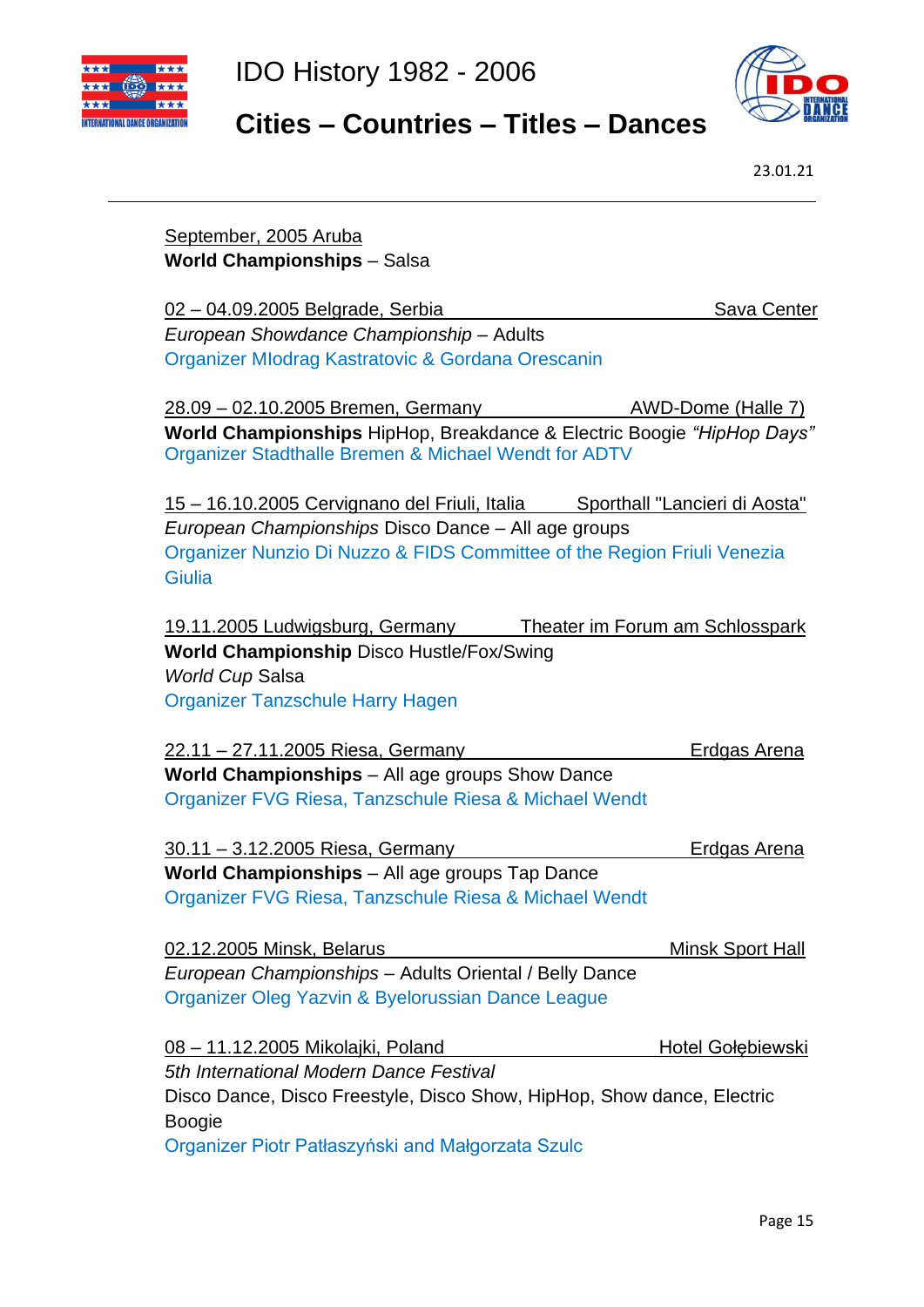September, 2005 Aruba
**World Championships** – Salsa

02 – 04.09.2005 Belgrade, Serbia — Sava Center
*European Showdance Championship* – Adults
Organizer Mlodrag Kastratovic & Gordana Orescanin

28.09 – 02.10.2005 Bremen, Germany — AWD-Dome (Halle 7)
**World Championships** HipHop, Breakdance & Electric Boogie *"HipHop Days"*
Organizer Stadthalle Bremen & Michael Wendt for ADTV

15 – 16.10.2005 Cervignano del Friuli, Italia — Sporthall "Lancieri di Aosta"
*European Championships* Disco Dance – All age groups
Organizer Nunzio Di Nuzzo & FIDS Committee of the Region Friuli Venezia Giulia

19.11.2005 Ludwigsburg, Germany — Theater im Forum am Schlosspark
**World Championship** Disco Hustle/Fox/Swing
*World Cup* Salsa
Organizer Tanzschule Harry Hagen

22.11 – 27.11.2005 Riesa, Germany — Erdgas Arena
**World Championships** – All age groups Show Dance
Organizer FVG Riesa, Tanzschule Riesa & Michael Wendt

30.11 – 3.12.2005 Riesa, Germany — Erdgas Arena
**World Championships** – All age groups Tap Dance
Organizer FVG Riesa, Tanzschule Riesa & Michael Wendt

02.12.2005 Minsk, Belarus — Minsk Sport Hall
*European Championships* – Adults Oriental / Belly Dance
Organizer Oleg Yazvin & Byelorussian Dance League

08 – 11.12.2005 Mikolajki, Poland — Hotel Gołębiewski
*5th International Modern Dance Festival*
Disco Dance, Disco Freestyle, Disco Show, HipHop, Show dance, Electric Boogie
Organizer Piotr Patłaszyński and Małgorzata Szulc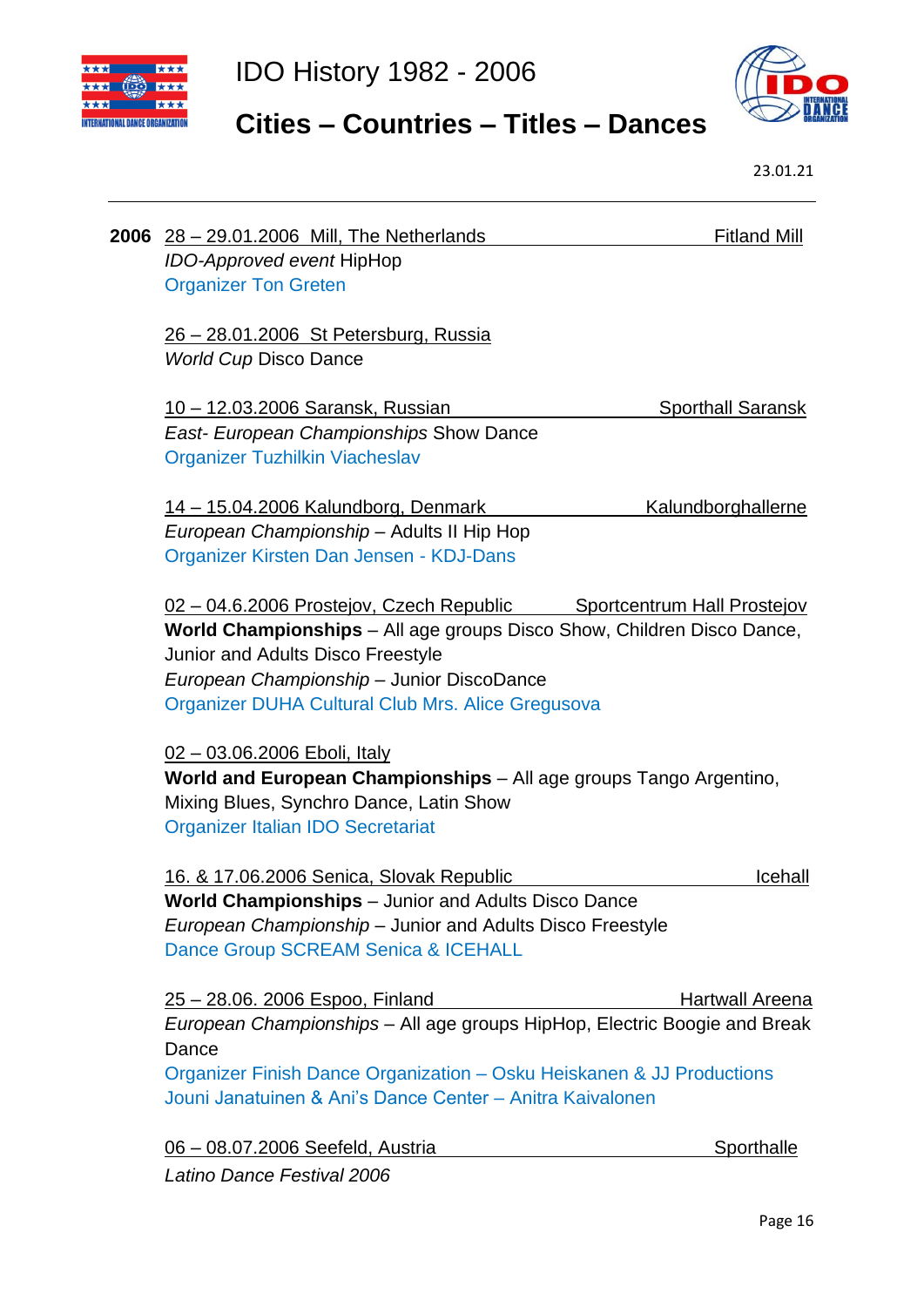**2006** 28 – 29.01.2006 Mill, The Netherlands — Fitland Mill

*IDO-Approved event* HipHop
Organizer Ton Greten

26 – 28.01.2006 St Petersburg, Russia
*World Cup* Disco Dance

10 – 12.03.2006 Saransk, Russian — Sporthall Saransk
*East- European Championships* Show Dance
Organizer Tuzhilkin Viacheslav

14 – 15.04.2006 Kalundborg, Denmark — Kalundborghallerne
*European Championship* – Adults II Hip Hop
Organizer Kirsten Dan Jensen - KDJ-Dans

02 – 04.6.2006 Prostejov, Czech Republic — Sportcentrum Hall Prostejov
**World Championships** – All age groups Disco Show, Children Disco Dance, Junior and Adults Disco Freestyle
*European Championship* – Junior DiscoDance
Organizer DUHA Cultural Club Mrs. Alice Gregusova

02 – 03.06.2006 Eboli, Italy
**World and European Championships** – All age groups Tango Argentino, Mixing Blues, Synchro Dance, Latin Show
Organizer Italian IDO Secretariat

16. & 17.06.2006 Senica, Slovak Republic — Icehall
**World Championships** – Junior and Adults Disco Dance
*European Championship* – Junior and Adults Disco Freestyle
Dance Group SCREAM Senica & ICEHALL

25 – 28.06. 2006 Espoo, Finland — Hartwall Areena
*European Championships* – All age groups HipHop, Electric Boogie and Break Dance
Organizer Finish Dance Organization – Osku Heiskanen & JJ Productions Jouni Janatuinen & Ani's Dance Center – Anitra Kaivalonen

06 – 08.07.2006 Seefeld, Austria — Sporthalle
*Latino Dance Festival 2006*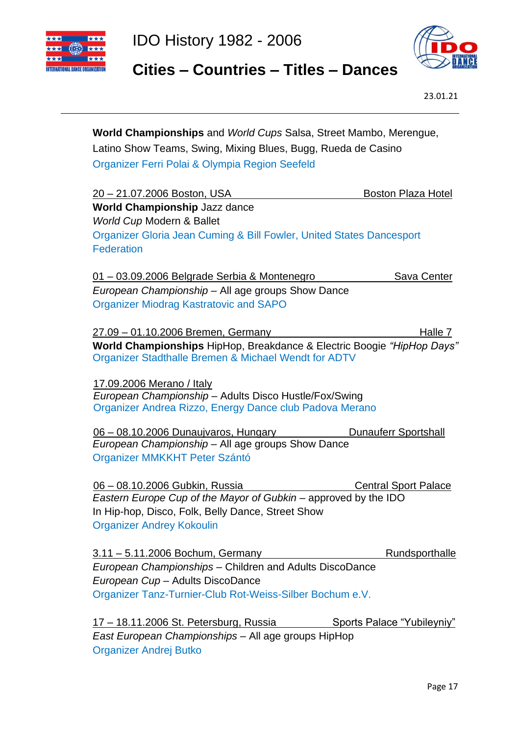**World Championships** and *World Cups* Salsa, Street Mambo, Merengue, Latino Show Teams, Swing, Mixing Blues, Bugg, Rueda de Casino
Organizer Ferri Polai & Olympia Region Seefeld

20 – 21.07.2006 Boston, USA — Boston Plaza Hotel
**World Championship** Jazz dance
*World Cup* Modern & Ballet
Organizer Gloria Jean Cuming & Bill Fowler, United States Dancesport Federation

01 – 03.09.2006 Belgrade Serbia & Montenegro — Sava Center
*European Championship* – All age groups Show Dance
Organizer Miodrag Kastratovic and SAPO

27.09 – 01.10.2006 Bremen, Germany — Halle 7
**World Championships** HipHop, Breakdance & Electric Boogie *"HipHop Days"*
Organizer Stadthalle Bremen & Michael Wendt for ADTV

17.09.2006 Merano / Italy
*European Championship* – Adults Disco Hustle/Fox/Swing
Organizer Andrea Rizzo, Energy Dance club Padova Merano

06 – 08.10.2006 Dunaujvaros, Hungary — Dunauferr Sportshall
*European Championship* – All age groups Show Dance
Organizer MMKKHT Peter Szántó

06 – 08.10.2006 Gubkin, Russia — Central Sport Palace
*Eastern Europe Cup of the Mayor of Gubkin* – approved by the IDO
In Hip-hop, Disco, Folk, Belly Dance, Street Show
Organizer Andrey Kokoulin

3.11 – 5.11.2006 Bochum, Germany — Rundsporthalle
*European Championships* – Children and Adults DiscoDance
*European Cup* – Adults DiscoDance
Organizer Tanz-Turnier-Club Rot-Weiss-Silber Bochum e.V.

17 – 18.11.2006 St. Petersburg, Russia — Sports Palace "Yubileyniy"
*East European Championships* – All age groups HipHop
Organizer Andrej Butko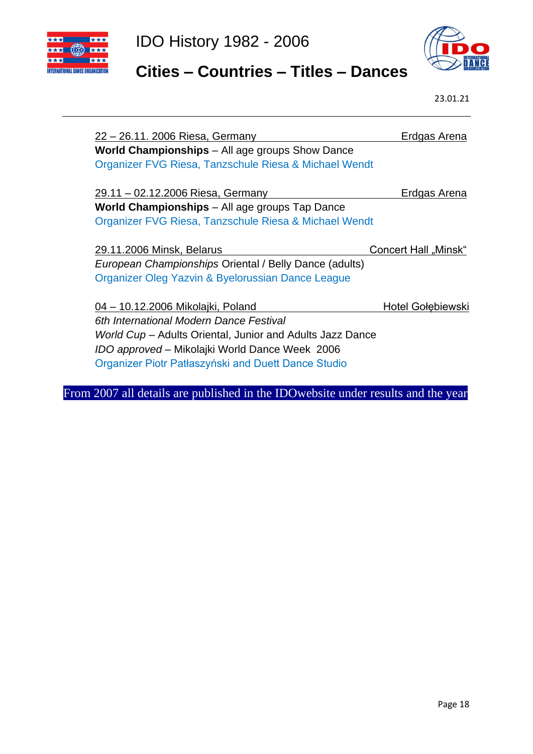# IDO History 1982 - 2006

## Cities – Countries – Titles – Dances

23.01.21

---

22 – 26.11. 2006 Riesa, Germany Erdgas Arena
**World Championships** – All age groups Show Dance
Organizer FVG Riesa, Tanzschule Riesa & Michael Wendt

29.11 – 02.12.2006 Riesa, Germany Erdgas Arena
**World Championships** – All age groups Tap Dance
Organizer FVG Riesa, Tanzschule Riesa & Michael Wendt

29.11.2006 Minsk, Belarus Concert Hall „Minsk“
*European Championships* Oriental / Belly Dance (adults)
Organizer Oleg Yazvin & Byelorussian Dance League

04 – 10.12.2006 Mikolajki, Poland Hotel Gołębiewski
*6th International Modern Dance Festival*
*World Cup* – Adults Oriental, Junior and Adults Jazz Dance
*IDO approved* – Mikolajki World Dance Week 2006
Organizer Piotr Patłaszyński and Duett Dance Studio

From 2007 all details are published in the IDOwebsite under results and the year